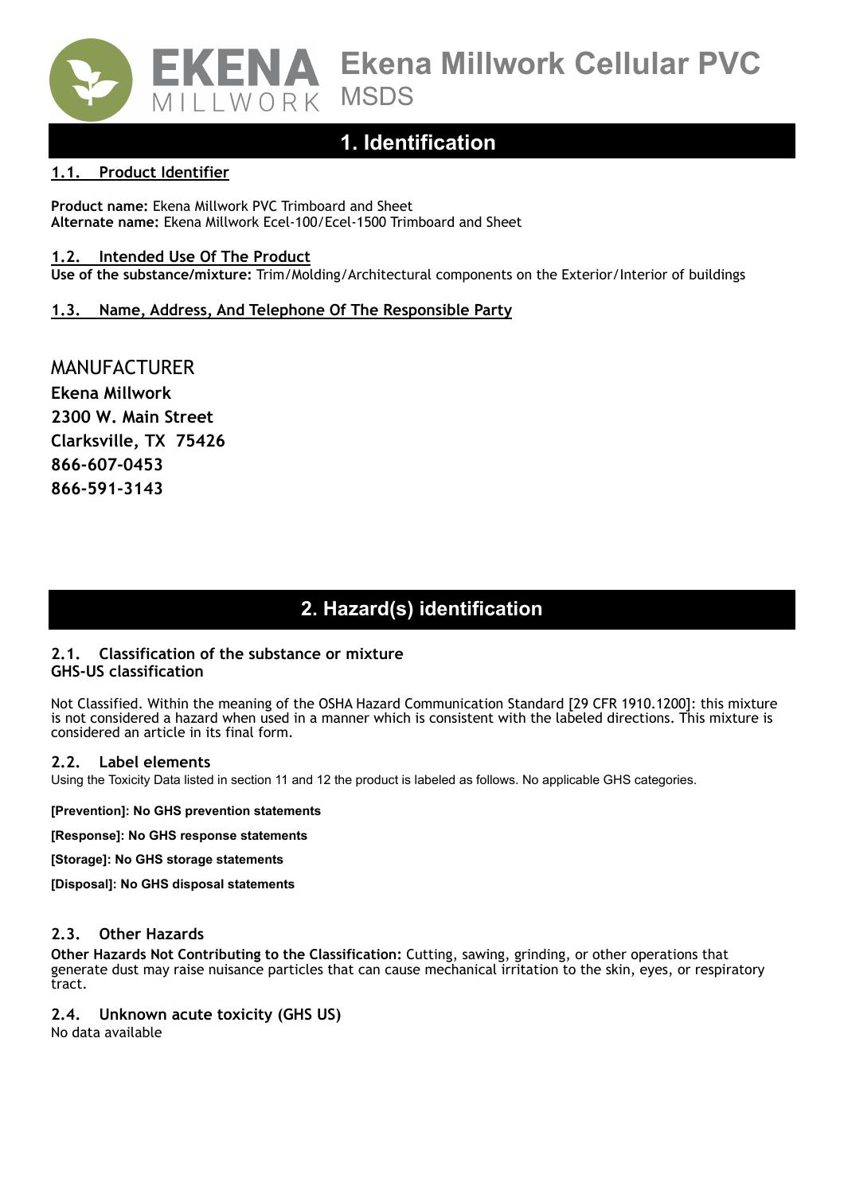# Ekena Millwork Cellular PVC MSDS

## 1. Identification

### 1.1. Product Identifier

**Product name:** Ekena Millwork PVC Trimboard and Sheet
**Alternate name:** Ekena Millwork Ecel-100/Ecel-1500 Trimboard and Sheet

### 1.2. Intended Use Of The Product

**Use of the substance/mixture:** Trim/Molding/Architectural components on the Exterior/Interior of buildings

### 1.3. Name, Address, And Telephone Of The Responsible Party

MANUFACTURER

**Ekena Millwork**
**2300 W. Main Street**
**Clarksville, TX 75426**
**866-607-0453**
**866-591-3143**

## 2. Hazard(s) identification

### 2.1. Classification of the substance or mixture

**GHS-US classification**

Not Classified. Within the meaning of the OSHA Hazard Communication Standard [29 CFR 1910.1200]: this mixture is not considered a hazard when used in a manner which is consistent with the labeled directions. This mixture is considered an article in its final form.

### 2.2. Label elements

Using the Toxicity Data listed in section 11 and 12 the product is labeled as follows. No applicable GHS categories.

**[Prevention]: No GHS prevention statements**

**[Response]: No GHS response statements**

**[Storage]: No GHS storage statements**

**[Disposal]: No GHS disposal statements**

### 2.3. Other Hazards

**Other Hazards Not Contributing to the Classification:** Cutting, sawing, grinding, or other operations that generate dust may raise nuisance particles that can cause mechanical irritation to the skin, eyes, or respiratory tract.

### 2.4. Unknown acute toxicity (GHS US)

No data available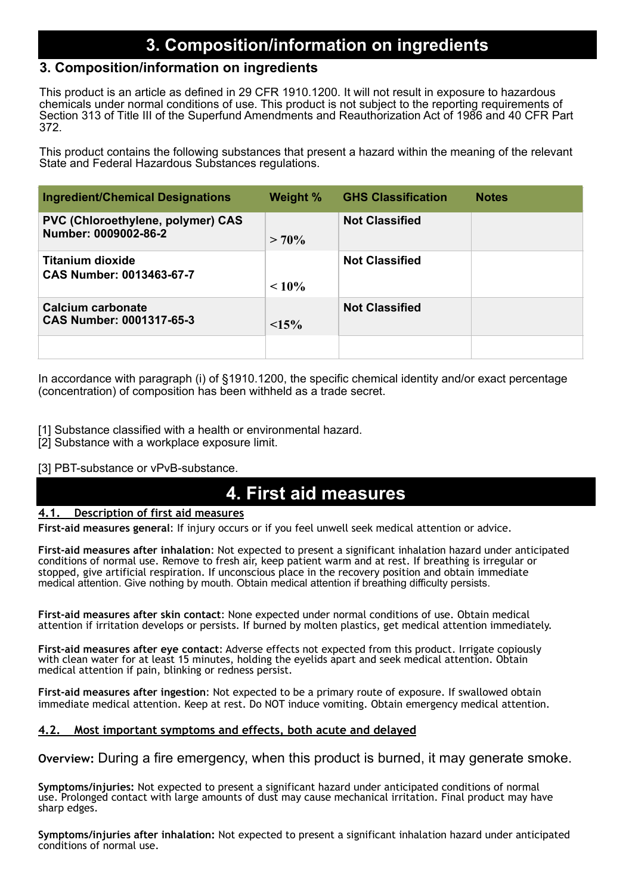# 3. Composition/information on ingredients

## 3. Composition/information on ingredients

This product is an article as defined in 29 CFR 1910.1200. It will not result in exposure to hazardous chemicals under normal conditions of use. This product is not subject to the reporting requirements of Section 313 of Title III of the Superfund Amendments and Reauthorization Act of 1986 and 40 CFR Part 372.

This product contains the following substances that present a hazard within the meaning of the relevant State and Federal Hazardous Substances regulations.

| Ingredient/Chemical Designations | Weight % | GHS Classification | Notes |
|---|---|---|---|
| PVC (Chloroethylene, polymer) CAS Number: 0009002-86-2 | > 70% | Not Classified | |
| Titanium dioxide CAS Number: 0013463-67-7 | < 10% | Not Classified | |
| Calcium carbonate CAS Number: 0001317-65-3 | <15% | Not Classified | |
| | | | |

In accordance with paragraph (i) of §1910.1200, the specific chemical identity and/or exact percentage (concentration) of composition has been withheld as a trade secret.

[1] Substance classified with a health or environmental hazard.
[2] Substance with a workplace exposure limit.

[3] PBT-substance or vPvB-substance.

# 4. First aid measures

### 4.1. Description of first aid measures

**First-aid measures general**: If injury occurs or if you feel unwell seek medical attention or advice.

**First-aid measures after inhalation**: Not expected to present a significant inhalation hazard under anticipated conditions of normal use. Remove to fresh air, keep patient warm and at rest. If breathing is irregular or stopped, give artificial respiration. If unconscious place in the recovery position and obtain immediate medical attention. Give nothing by mouth. Obtain medical attention if breathing difficulty persists.

**First-aid measures after skin contact**: None expected under normal conditions of use. Obtain medical attention if irritation develops or persists. If burned by molten plastics, get medical attention immediately.

**First-aid measures after eye contact**: Adverse effects not expected from this product. Irrigate copiously with clean water for at least 15 minutes, holding the eyelids apart and seek medical attention. Obtain medical attention if pain, blinking or redness persist.

**First-aid measures after ingestion**: Not expected to be a primary route of exposure. If swallowed obtain immediate medical attention. Keep at rest. Do NOT induce vomiting. Obtain emergency medical attention.

### 4.2. Most important symptoms and effects, both acute and delayed

**Overview:** During a fire emergency, when this product is burned, it may generate smoke.

**Symptoms/injuries:** Not expected to present a significant hazard under anticipated conditions of normal use. Prolonged contact with large amounts of dust may cause mechanical irritation. Final product may have sharp edges.

**Symptoms/injuries after inhalation:** Not expected to present a significant inhalation hazard under anticipated conditions of normal use.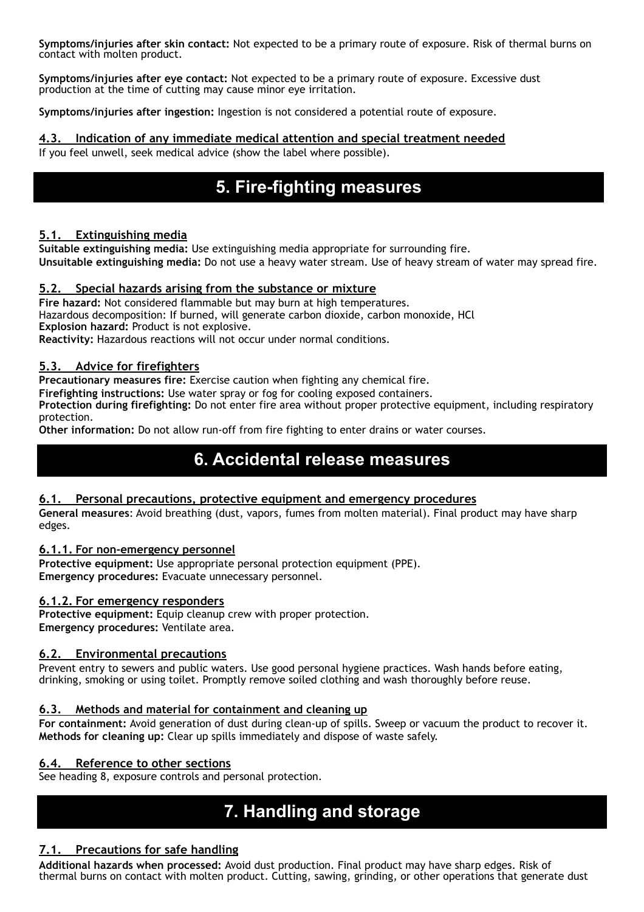**Symptoms/injuries after skin contact:** Not expected to be a primary route of exposure. Risk of thermal burns on contact with molten product.

**Symptoms/injuries after eye contact:** Not expected to be a primary route of exposure. Excessive dust production at the time of cutting may cause minor eye irritation.

**Symptoms/injuries after ingestion:** Ingestion is not considered a potential route of exposure.

### 4.3. Indication of any immediate medical attention and special treatment needed

If you feel unwell, seek medical advice (show the label where possible).

## 5. Fire-fighting measures

### 5.1. Extinguishing media

**Suitable extinguishing media:** Use extinguishing media appropriate for surrounding fire.
**Unsuitable extinguishing media:** Do not use a heavy water stream. Use of heavy stream of water may spread fire.

### 5.2. Special hazards arising from the substance or mixture

**Fire hazard:** Not considered flammable but may burn at high temperatures.
Hazardous decomposition: If burned, will generate carbon dioxide, carbon monoxide, HCl
**Explosion hazard:** Product is not explosive.
**Reactivity:** Hazardous reactions will not occur under normal conditions.

### 5.3. Advice for firefighters

**Precautionary measures fire:** Exercise caution when fighting any chemical fire.
**Firefighting instructions:** Use water spray or fog for cooling exposed containers.
**Protection during firefighting:** Do not enter fire area without proper protective equipment, including respiratory protection.
**Other information:** Do not allow run-off from fire fighting to enter drains or water courses.

## 6. Accidental release measures

### 6.1. Personal precautions, protective equipment and emergency procedures

**General measures**: Avoid breathing (dust, vapors, fumes from molten material). Final product may have sharp edges.

#### 6.1.1. For non-emergency personnel

**Protective equipment:** Use appropriate personal protection equipment (PPE).
**Emergency procedures:** Evacuate unnecessary personnel.

#### 6.1.2. For emergency responders

**Protective equipment:** Equip cleanup crew with proper protection.
**Emergency procedures:** Ventilate area.

### 6.2. Environmental precautions

Prevent entry to sewers and public waters. Use good personal hygiene practices. Wash hands before eating, drinking, smoking or using toilet. Promptly remove soiled clothing and wash thoroughly before reuse.

### 6.3. Methods and material for containment and cleaning up

**For containment:** Avoid generation of dust during clean-up of spills. Sweep or vacuum the product to recover it.
**Methods for cleaning up:** Clear up spills immediately and dispose of waste safely.

### 6.4. Reference to other sections

See heading 8, exposure controls and personal protection.

## 7. Handling and storage

### 7.1. Precautions for safe handling

**Additional hazards when processed:** Avoid dust production. Final product may have sharp edges. Risk of thermal burns on contact with molten product. Cutting, sawing, grinding, or other operations that generate dust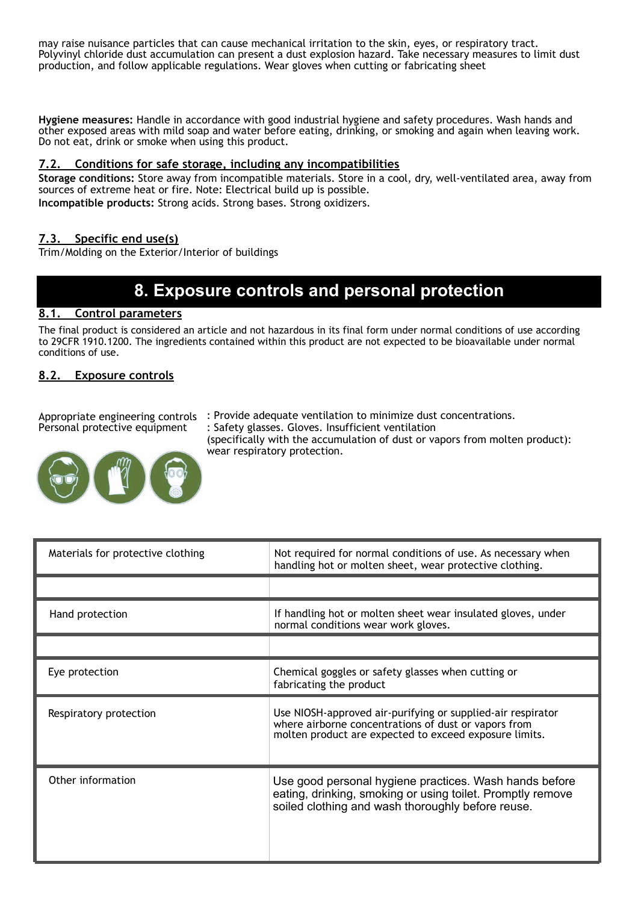may raise nuisance particles that can cause mechanical irritation to the skin, eyes, or respiratory tract. Polyvinyl chloride dust accumulation can present a dust explosion hazard. Take necessary measures to limit dust production, and follow applicable regulations. Wear gloves when cutting or fabricating sheet

**Hygiene measures:** Handle in accordance with good industrial hygiene and safety procedures. Wash hands and other exposed areas with mild soap and water before eating, drinking, or smoking and again when leaving work. Do not eat, drink or smoke when using this product.

### 7.2. Conditions for safe storage, including any incompatibilities

**Storage conditions:** Store away from incompatible materials. Store in a cool, dry, well-ventilated area, away from sources of extreme heat or fire. Note: Electrical build up is possible.

**Incompatible products:** Strong acids. Strong bases. Strong oxidizers.

### 7.3. Specific end use(s)

Trim/Molding on the Exterior/Interior of buildings

## 8. Exposure controls and personal protection

### 8.1. Control parameters

The final product is considered an article and not hazardous in its final form under normal conditions of use according to 29CFR 1910.1200. The ingredients contained within this product are not expected to be bioavailable under normal conditions of use.

### 8.2. Exposure controls

Appropriate engineering controls : Provide adequate ventilation to minimize dust concentrations.

Personal protective equipment : Safety glasses. Gloves. Insufficient ventilation (specifically with the accumulation of dust or vapors from molten product): wear respiratory protection.

| | |
|---|---|
| Materials for protective clothing | Not required for normal conditions of use. As necessary when handling hot or molten sheet, wear protective clothing. |
| | |
| Hand protection | If handling hot or molten sheet wear insulated gloves, under normal conditions wear work gloves. |
| | |
| Eye protection | Chemical goggles or safety glasses when cutting or fabricating the product |
| Respiratory protection | Use NIOSH-approved air-purifying or supplied-air respirator where airborne concentrations of dust or vapors from molten product are expected to exceed exposure limits. |
| Other information | Use good personal hygiene practices. Wash hands before eating, drinking, smoking or using toilet. Promptly remove soiled clothing and wash thoroughly before reuse. |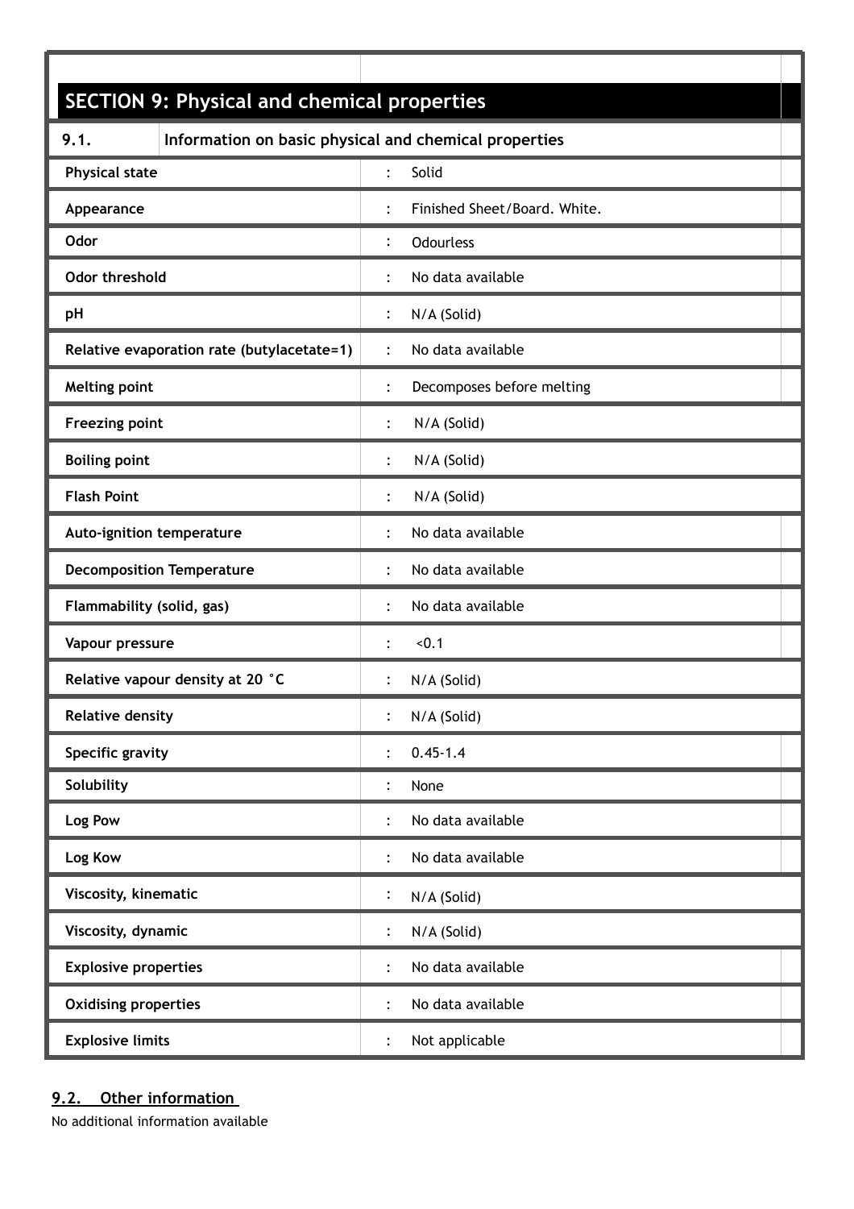## SECTION 9: Physical and chemical properties

### 9.1. Information on basic physical and chemical properties

| Property | | Value |
|---|---|---|
| Physical state | : | Solid |
| Appearance | : | Finished Sheet/Board. White. |
| Odor | : | Odourless |
| Odor threshold | : | No data available |
| pH | : | N/A (Solid) |
| Relative evaporation rate (butylacetate=1) | : | No data available |
| Melting point | : | Decomposes before melting |
| Freezing point | : | N/A (Solid) |
| Boiling point | : | N/A (Solid) |
| Flash Point | : | N/A (Solid) |
| Auto-ignition temperature | : | No data available |
| Decomposition Temperature | : | No data available |
| Flammability (solid, gas) | : | No data available |
| Vapour pressure | : | <0.1 |
| Relative vapour density at 20 °C | : | N/A (Solid) |
| Relative density | : | N/A (Solid) |
| Specific gravity | : | 0.45-1.4 |
| Solubility | : | None |
| Log Pow | : | No data available |
| Log Kow | : | No data available |
| Viscosity, kinematic | : | N/A (Solid) |
| Viscosity, dynamic | : | N/A (Solid) |
| Explosive properties | : | No data available |
| Oxidising properties | : | No data available |
| Explosive limits | : | Not applicable |

### 9.2. Other information

No additional information available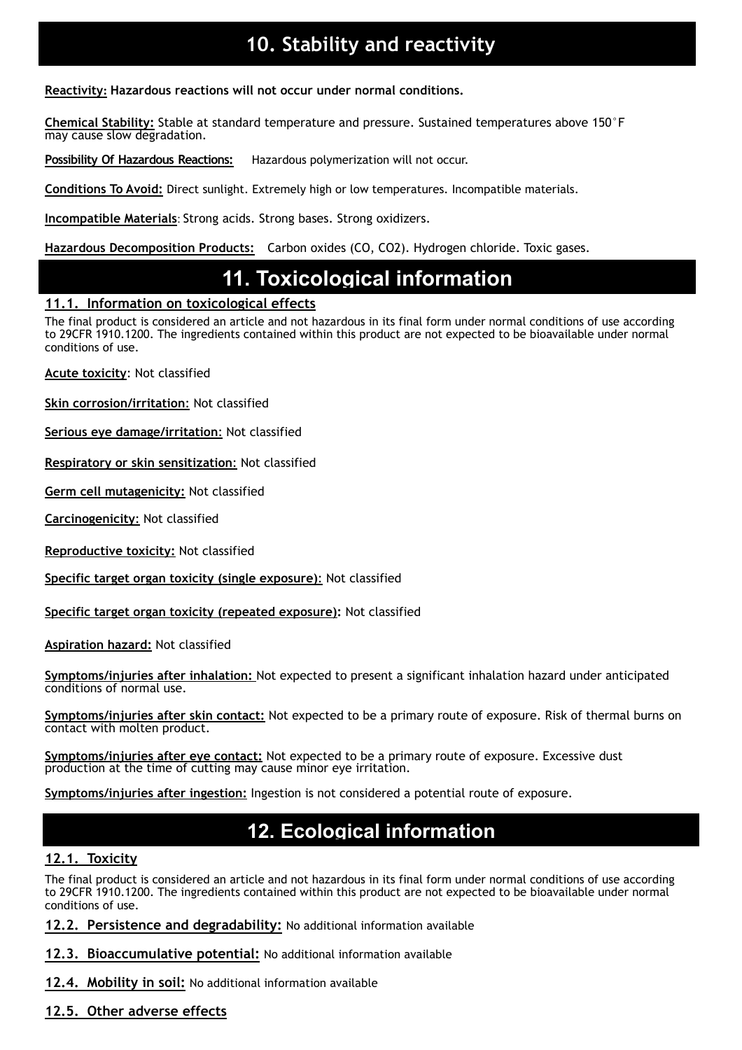# 10. Stability and reactivity

**Reactivity: Hazardous reactions will not occur under normal conditions.**

**Chemical Stability:** Stable at standard temperature and pressure. Sustained temperatures above 150°F may cause slow degradation.

**Possibility Of Hazardous Reactions:** Hazardous polymerization will not occur.

**Conditions To Avoid:** Direct sunlight. Extremely high or low temperatures. Incompatible materials.

**Incompatible Materials**: Strong acids. Strong bases. Strong oxidizers.

**Hazardous Decomposition Products:** Carbon oxides (CO, $CO_2$). Hydrogen chloride. Toxic gases.

# 11. Toxicological information

## 11.1. Information on toxicological effects

The final product is considered an article and not hazardous in its final form under normal conditions of use according to 29CFR 1910.1200. The ingredients contained within this product are not expected to be bioavailable under normal conditions of use.

**Acute toxicity**: Not classified

**Skin corrosion/irritation:** Not classified

**Serious eye damage/irritation:** Not classified

**Respiratory or skin sensitization:** Not classified

**Germ cell mutagenicity:** Not classified

**Carcinogenicity:** Not classified

**Reproductive toxicity:** Not classified

**Specific target organ toxicity (single exposure):** Not classified

**Specific target organ toxicity (repeated exposure):** Not classified

**Aspiration hazard:** Not classified

**Symptoms/injuries after inhalation:** Not expected to present a significant inhalation hazard under anticipated conditions of normal use.

**Symptoms/injuries after skin contact:** Not expected to be a primary route of exposure. Risk of thermal burns on contact with molten product.

**Symptoms/injuries after eye contact:** Not expected to be a primary route of exposure. Excessive dust production at the time of cutting may cause minor eye irritation.

**Symptoms/injuries after ingestion:** Ingestion is not considered a potential route of exposure.

# 12. Ecological information

## 12.1. Toxicity

The final product is considered an article and not hazardous in its final form under normal conditions of use according to 29CFR 1910.1200. The ingredients contained within this product are not expected to be bioavailable under normal conditions of use.

**12.2. Persistence and degradability:** No additional information available

**12.3. Bioaccumulative potential:** No additional information available

**12.4. Mobility in soil:** No additional information available

**12.5. Other adverse effects**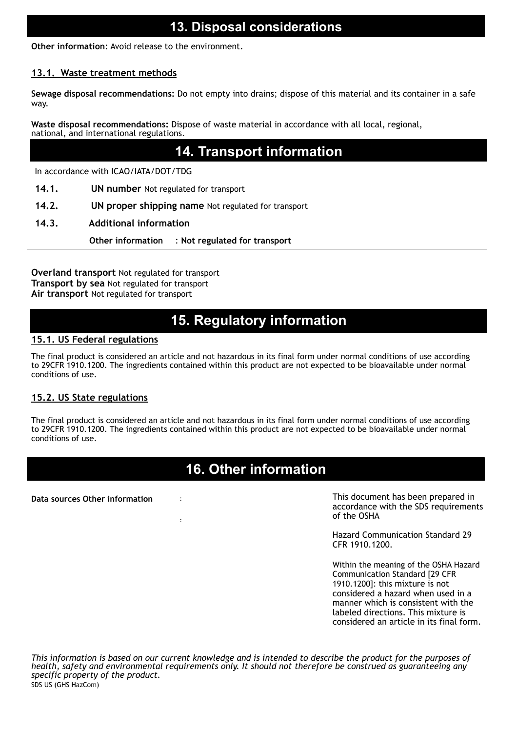## 13. Disposal considerations

**Other information**: Avoid release to the environment.

### 13.1. Waste treatment methods

**Sewage disposal recommendations:** Do not empty into drains; dispose of this material and its container in a safe way.

**Waste disposal recommendations:** Dispose of waste material in accordance with all local, regional, national, and international regulations.

## 14. Transport information

In accordance with ICAO/IATA/DOT/TDG

**14.1.** **UN number** Not regulated for transport

**14.2.** **UN proper shipping name** Not regulated for transport

**14.3.** **Additional information**

**Other information** : **Not regulated for transport**

**Overland transport** Not regulated for transport
**Transport by sea** Not regulated for transport
**Air transport** Not regulated for transport

## 15. Regulatory information

### 15.1. US Federal regulations

The final product is considered an article and not hazardous in its final form under normal conditions of use according to 29CFR 1910.1200. The ingredients contained within this product are not expected to be bioavailable under normal conditions of use.

### 15.2. US State regulations

The final product is considered an article and not hazardous in its final form under normal conditions of use according to 29CFR 1910.1200. The ingredients contained within this product are not expected to be bioavailable under normal conditions of use.

## 16. Other information

**Data sources Other information** : :

This document has been prepared in accordance with the SDS requirements of the OSHA

Hazard Communication Standard 29 CFR 1910.1200.

Within the meaning of the OSHA Hazard Communication Standard [29 CFR 1910.1200]: this mixture is not considered a hazard when used in a manner which is consistent with the labeled directions. This mixture is considered an article in its final form.

*This information is based on our current knowledge and is intended to describe the product for the purposes of health, safety and environmental requirements only. It should not therefore be construed as guaranteeing any specific property of the product.*

SDS US (GHS HazCom)